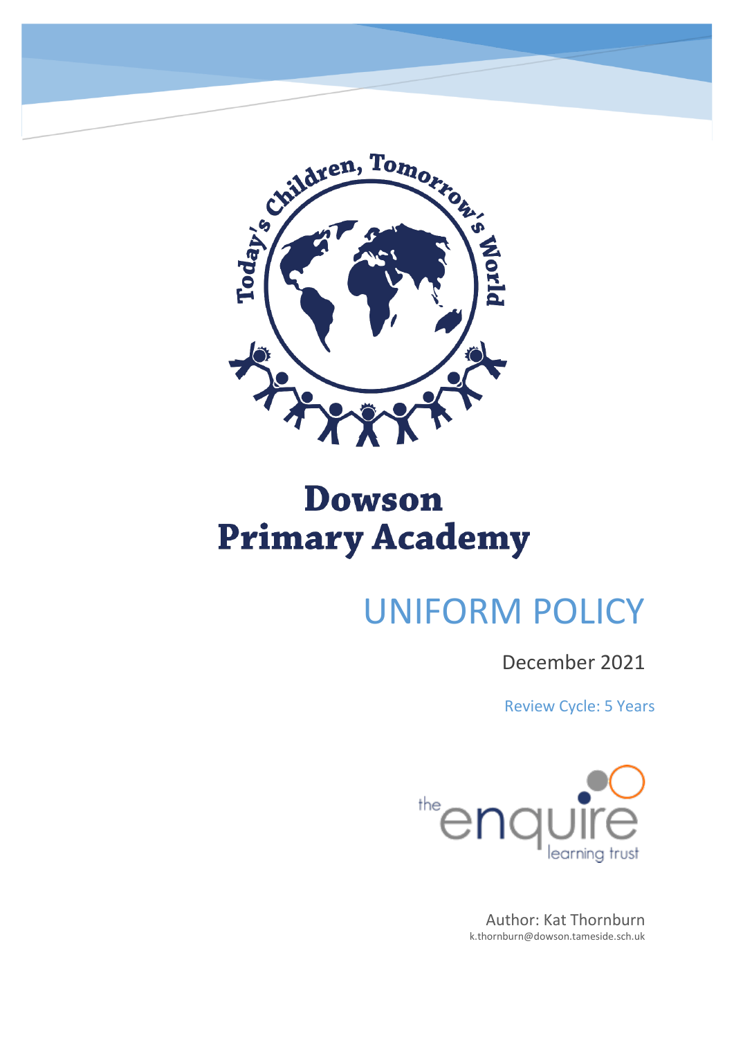Today's Children, Tomorrow's World

# Dowson Primary Academy

# UNIFORM POLICY

December 2021

Review Cycle: 5 Years

the enquire learning trust

Author: Kat Thornburn
k.thornburn@dowson.tameside.sch.uk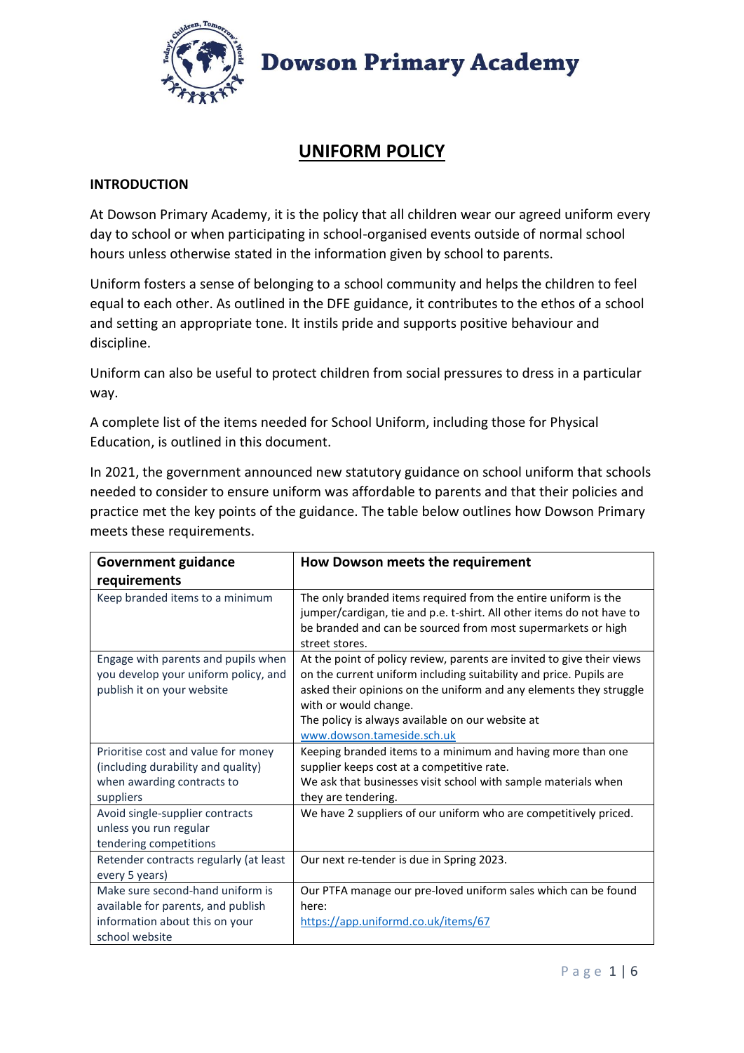# Dowson Primary Academy

## UNIFORM POLICY

### INTRODUCTION

At Dowson Primary Academy, it is the policy that all children wear our agreed uniform every day to school or when participating in school-organised events outside of normal school hours unless otherwise stated in the information given by school to parents.

Uniform fosters a sense of belonging to a school community and helps the children to feel equal to each other. As outlined in the DFE guidance, it contributes to the ethos of a school and setting an appropriate tone. It instils pride and supports positive behaviour and discipline.

Uniform can also be useful to protect children from social pressures to dress in a particular way.

A complete list of the items needed for School Uniform, including those for Physical Education, is outlined in this document.

In 2021, the government announced new statutory guidance on school uniform that schools needed to consider to ensure uniform was affordable to parents and that their policies and practice met the key points of the guidance. The table below outlines how Dowson Primary meets these requirements.

| Government guidance requirements | How Dowson meets the requirement |
|---|---|
| Keep branded items to a minimum | The only branded items required from the entire uniform is the jumper/cardigan, tie and p.e. t-shirt. All other items do not have to be branded and can be sourced from most supermarkets or high street stores. |
| Engage with parents and pupils when you develop your uniform policy, and publish it on your website | At the point of policy review, parents are invited to give their views on the current uniform including suitability and price. Pupils are asked their opinions on the uniform and any elements they struggle with or would change.<br>The policy is always available on our website at www.dowson.tameside.sch.uk |
| Prioritise cost and value for money (including durability and quality) when awarding contracts to suppliers | Keeping branded items to a minimum and having more than one supplier keeps cost at a competitive rate.<br>We ask that businesses visit school with sample materials when they are tendering. |
| Avoid single-supplier contracts unless you run regular tendering competitions | We have 2 suppliers of our uniform who are competitively priced. |
| Retender contracts regularly (at least every 5 years) | Our next re-tender is due in Spring 2023. |
| Make sure second-hand uniform is available for parents, and publish information about this on your school website | Our PTFA manage our pre-loved uniform sales which can be found here:<br>https://app.uniformd.co.uk/items/67 |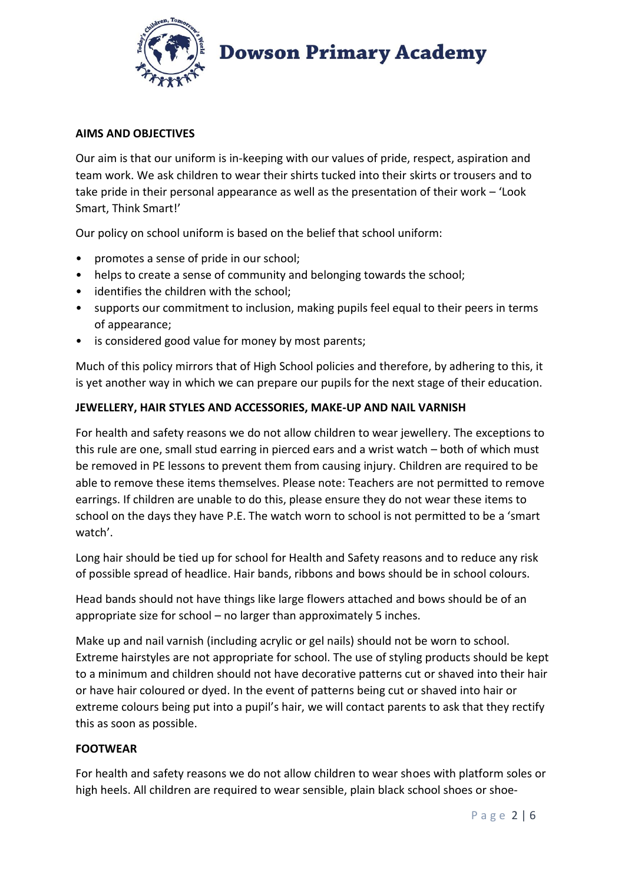## AIMS AND OBJECTIVES

Our aim is that our uniform is in-keeping with our values of pride, respect, aspiration and team work. We ask children to wear their shirts tucked into their skirts or trousers and to take pride in their personal appearance as well as the presentation of their work – 'Look Smart, Think Smart!'

Our policy on school uniform is based on the belief that school uniform:

- promotes a sense of pride in our school;
- helps to create a sense of community and belonging towards the school;
- identifies the children with the school;
- supports our commitment to inclusion, making pupils feel equal to their peers in terms of appearance;
- is considered good value for money by most parents;

Much of this policy mirrors that of High School policies and therefore, by adhering to this, it is yet another way in which we can prepare our pupils for the next stage of their education.

## JEWELLERY, HAIR STYLES AND ACCESSORIES, MAKE-UP AND NAIL VARNISH

For health and safety reasons we do not allow children to wear jewellery. The exceptions to this rule are one, small stud earring in pierced ears and a wrist watch – both of which must be removed in PE lessons to prevent them from causing injury. Children are required to be able to remove these items themselves. Please note: Teachers are not permitted to remove earrings. If children are unable to do this, please ensure they do not wear these items to school on the days they have P.E. The watch worn to school is not permitted to be a 'smart watch'.

Long hair should be tied up for school for Health and Safety reasons and to reduce any risk of possible spread of headlice. Hair bands, ribbons and bows should be in school colours.

Head bands should not have things like large flowers attached and bows should be of an appropriate size for school – no larger than approximately 5 inches.

Make up and nail varnish (including acrylic or gel nails) should not be worn to school. Extreme hairstyles are not appropriate for school. The use of styling products should be kept to a minimum and children should not have decorative patterns cut or shaved into their hair or have hair coloured or dyed. In the event of patterns being cut or shaved into hair or extreme colours being put into a pupil's hair, we will contact parents to ask that they rectify this as soon as possible.

## FOOTWEAR

For health and safety reasons we do not allow children to wear shoes with platform soles or high heels. All children are required to wear sensible, plain black school shoes or shoe-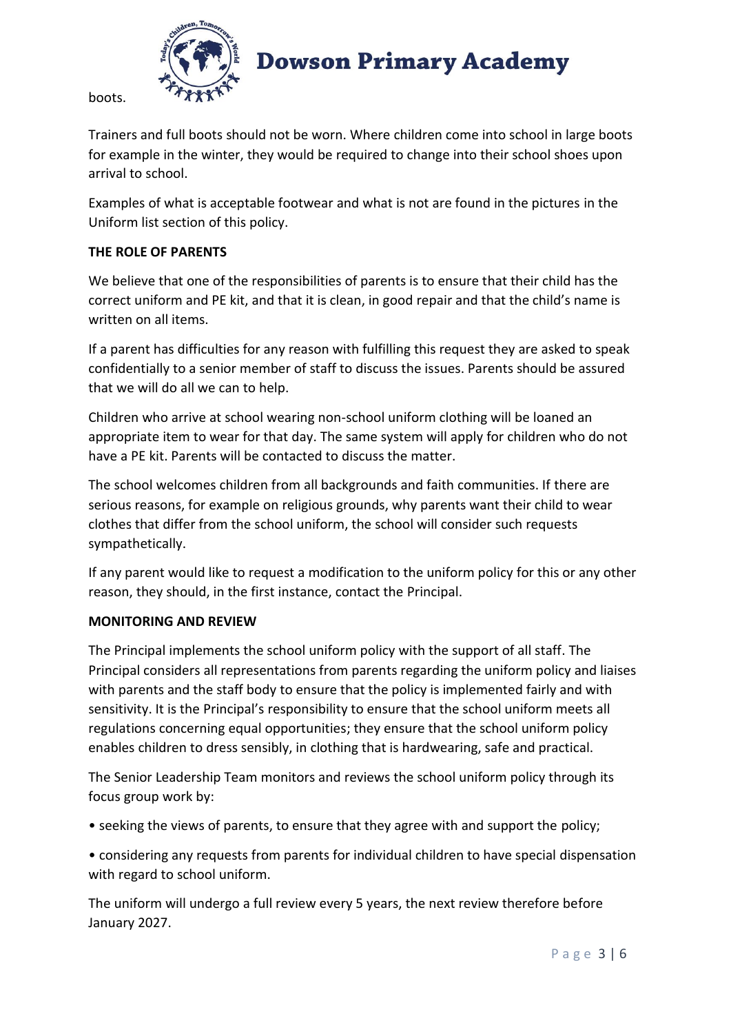boots.

Trainers and full boots should not be worn. Where children come into school in large boots for example in the winter, they would be required to change into their school shoes upon arrival to school.

Examples of what is acceptable footwear and what is not are found in the pictures in the Uniform list section of this policy.

**THE ROLE OF PARENTS**

We believe that one of the responsibilities of parents is to ensure that their child has the correct uniform and PE kit, and that it is clean, in good repair and that the child's name is written on all items.

If a parent has difficulties for any reason with fulfilling this request they are asked to speak confidentially to a senior member of staff to discuss the issues. Parents should be assured that we will do all we can to help.

Children who arrive at school wearing non-school uniform clothing will be loaned an appropriate item to wear for that day. The same system will apply for children who do not have a PE kit. Parents will be contacted to discuss the matter.

The school welcomes children from all backgrounds and faith communities. If there are serious reasons, for example on religious grounds, why parents want their child to wear clothes that differ from the school uniform, the school will consider such requests sympathetically.

If any parent would like to request a modification to the uniform policy for this or any other reason, they should, in the first instance, contact the Principal.

**MONITORING AND REVIEW**

The Principal implements the school uniform policy with the support of all staff. The Principal considers all representations from parents regarding the uniform policy and liaises with parents and the staff body to ensure that the policy is implemented fairly and with sensitivity. It is the Principal's responsibility to ensure that the school uniform meets all regulations concerning equal opportunities; they ensure that the school uniform policy enables children to dress sensibly, in clothing that is hardwearing, safe and practical.

The Senior Leadership Team monitors and reviews the school uniform policy through its focus group work by:

• seeking the views of parents, to ensure that they agree with and support the policy;

• considering any requests from parents for individual children to have special dispensation with regard to school uniform.

The uniform will undergo a full review every 5 years, the next review therefore before January 2027.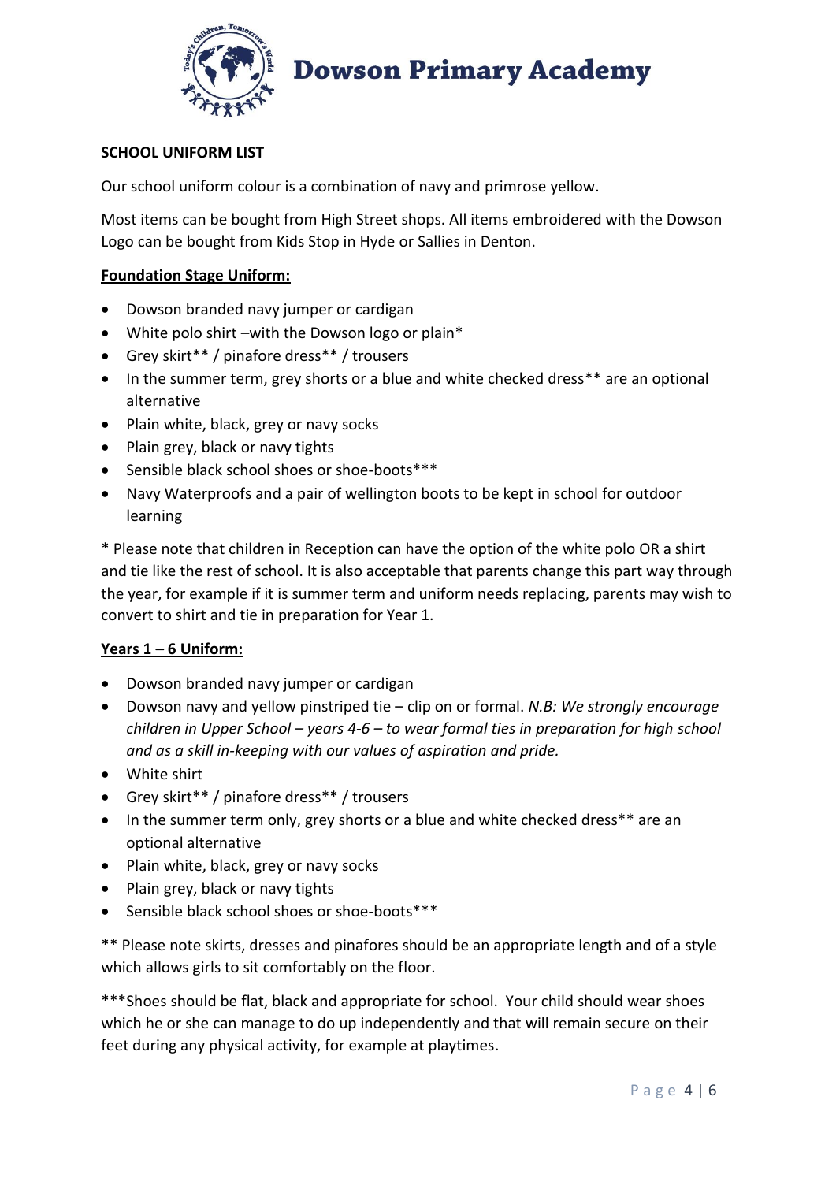**SCHOOL UNIFORM LIST**

Our school uniform colour is a combination of navy and primrose yellow.

Most items can be bought from High Street shops. All items embroidered with the Dowson Logo can be bought from Kids Stop in Hyde or Sallies in Denton.

**Foundation Stage Uniform:**

- Dowson branded navy jumper or cardigan
- White polo shirt –with the Dowson logo or plain*
- Grey skirt** / pinafore dress** / trousers
- In the summer term, grey shorts or a blue and white checked dress** are an optional alternative
- Plain white, black, grey or navy socks
- Plain grey, black or navy tights
- Sensible black school shoes or shoe-boots***
- Navy Waterproofs and a pair of wellington boots to be kept in school for outdoor learning

* Please note that children in Reception can have the option of the white polo OR a shirt and tie like the rest of school. It is also acceptable that parents change this part way through the year, for example if it is summer term and uniform needs replacing, parents may wish to convert to shirt and tie in preparation for Year 1.

**Years 1 – 6 Uniform:**

- Dowson branded navy jumper or cardigan
- Dowson navy and yellow pinstriped tie – clip on or formal. *N.B: We strongly encourage children in Upper School – years 4-6 – to wear formal ties in preparation for high school and as a skill in-keeping with our values of aspiration and pride.*
- White shirt
- Grey skirt** / pinafore dress** / trousers
- In the summer term only, grey shorts or a blue and white checked dress** are an optional alternative
- Plain white, black, grey or navy socks
- Plain grey, black or navy tights
- Sensible black school shoes or shoe-boots***

** Please note skirts, dresses and pinafores should be an appropriate length and of a style which allows girls to sit comfortably on the floor.

***Shoes should be flat, black and appropriate for school. Your child should wear shoes which he or she can manage to do up independently and that will remain secure on their feet during any physical activity, for example at playtimes.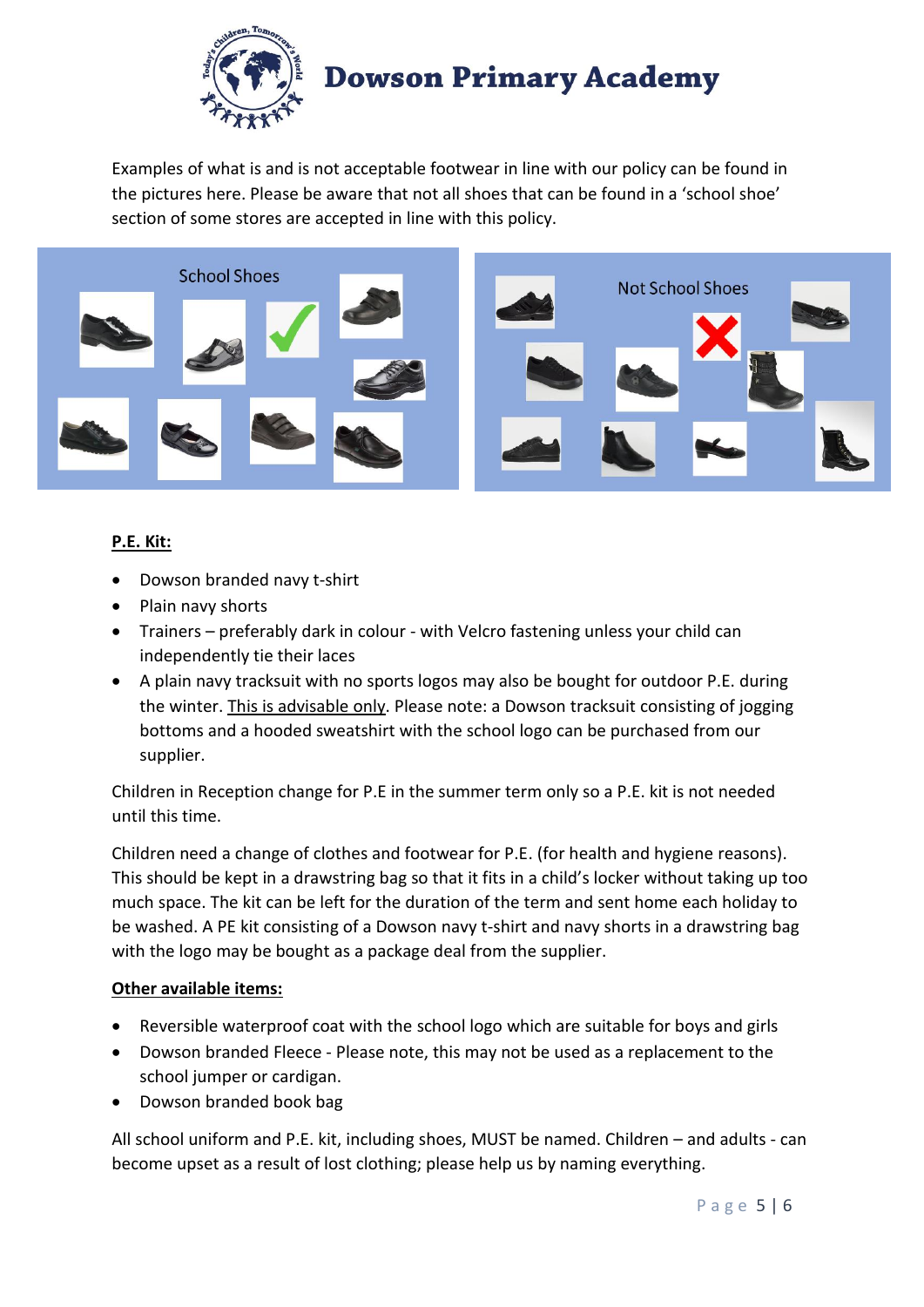Examples of what is and is not acceptable footwear in line with our policy can be found in the pictures here. Please be aware that not all shoes that can be found in a 'school shoe' section of some stores are accepted in line with this policy.

School Shoes

Not School Shoes

**P.E. Kit:**

- Dowson branded navy t-shirt
- Plain navy shorts
- Trainers – preferably dark in colour - with Velcro fastening unless your child can independently tie their laces
- A plain navy tracksuit with no sports logos may also be bought for outdoor P.E. during the winter. This is advisable only. Please note: a Dowson tracksuit consisting of jogging bottoms and a hooded sweatshirt with the school logo can be purchased from our supplier.

Children in Reception change for P.E in the summer term only so a P.E. kit is not needed until this time.

Children need a change of clothes and footwear for P.E. (for health and hygiene reasons). This should be kept in a drawstring bag so that it fits in a child's locker without taking up too much space. The kit can be left for the duration of the term and sent home each holiday to be washed. A PE kit consisting of a Dowson navy t-shirt and navy shorts in a drawstring bag with the logo may be bought as a package deal from the supplier.

**Other available items:**

- Reversible waterproof coat with the school logo which are suitable for boys and girls
- Dowson branded Fleece - Please note, this may not be used as a replacement to the school jumper or cardigan.
- Dowson branded book bag

All school uniform and P.E. kit, including shoes, MUST be named. Children – and adults - can become upset as a result of lost clothing; please help us by naming everything.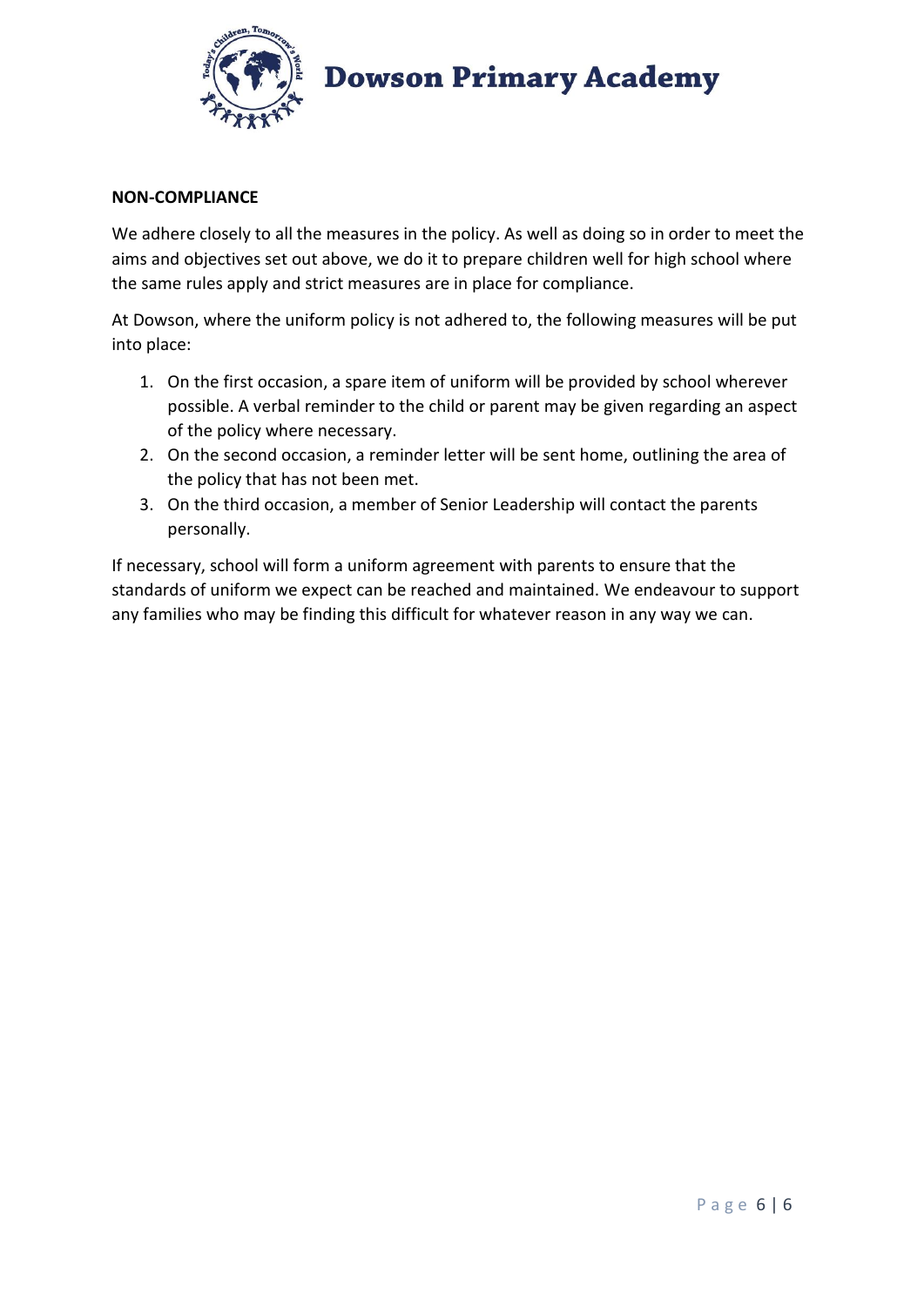**NON-COMPLIANCE**

We adhere closely to all the measures in the policy. As well as doing so in order to meet the aims and objectives set out above, we do it to prepare children well for high school where the same rules apply and strict measures are in place for compliance.

At Dowson, where the uniform policy is not adhered to, the following measures will be put into place:

1. On the first occasion, a spare item of uniform will be provided by school wherever possible. A verbal reminder to the child or parent may be given regarding an aspect of the policy where necessary.
2. On the second occasion, a reminder letter will be sent home, outlining the area of the policy that has not been met.
3. On the third occasion, a member of Senior Leadership will contact the parents personally.

If necessary, school will form a uniform agreement with parents to ensure that the standards of uniform we expect can be reached and maintained. We endeavour to support any families who may be finding this difficult for whatever reason in any way we can.